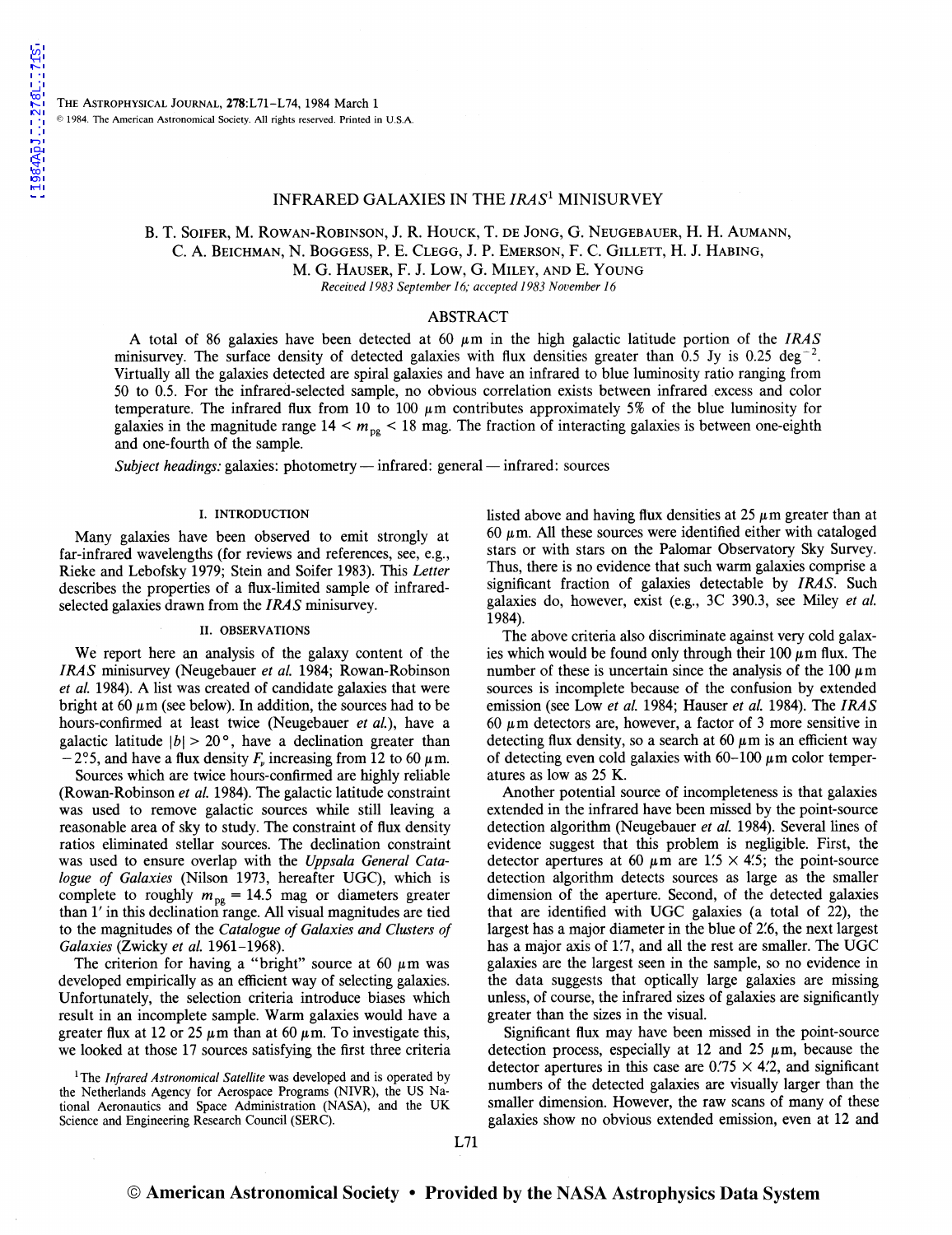# INFRARED GALAXIES IN THE *IRAS*[1] MINISURVEY

B. T. Soifer, M. Rowan-Robinson, J. R. Houck, T. de Jong, G. Neugebauer, H. H. Aumann, C. A. Beichman, N. Boggess, P. E. Clegg, J. P. Emerson, F. C. Gillett, H. J. Habing, M. G. Hauser, F. J. Low, G. Miley, and E. Young

*Received 1983 September 16; accepted 1983 November 16*

## ABSTRACT

A total of 86 galaxies have been detected at 60 μm in the high galactic latitude portion of the *IRAS* minisurvey. The surface density of detected galaxies with flux densities greater than 0.5 Jy is 0.25 deg$^{-2}$. Virtually all the galaxies detected are spiral galaxies and have an infrared to blue luminosity ratio ranging from 50 to 0.5. For the infrared-selected sample, no obvious correlation exists between infrared excess and color temperature. The infrared flux from 10 to 100 μm contributes approximately 5% of the blue luminosity for galaxies in the magnitude range $14 < m_{pg} < 18$ mag. The fraction of interacting galaxies is between one-eighth and one-fourth of the sample.

*Subject headings:* galaxies: photometry — infrared: general — infrared: sources

## I. INTRODUCTION

Many galaxies have been observed to emit strongly at far-infrared wavelengths (for reviews and references, see, e.g., Rieke and Lebofsky 1979; Stein and Soifer 1983). This *Letter* describes the properties of a flux-limited sample of infrared-selected galaxies drawn from the *IRAS* minisurvey.

## II. OBSERVATIONS

We report here an analysis of the galaxy content of the *IRAS* minisurvey (Neugebauer *et al.* 1984; Rowan-Robinson *et al.* 1984). A list was created of candidate galaxies that were bright at 60 μm (see below). In addition, the sources had to be hours-confirmed at least twice (Neugebauer *et al.*), have a galactic latitude $|b| > 20°$, have a declination greater than $-2°.5$, and have a flux density $F_\nu$ increasing from 12 to 60 μm.

Sources which are twice hours-confirmed are highly reliable (Rowan-Robinson *et al.* 1984). The galactic latitude constraint was used to remove galactic sources while still leaving a reasonable area of sky to study. The constraint of flux density ratios eliminated stellar sources. The declination constraint was used to ensure overlap with the *Uppsala General Catalogue of Galaxies* (Nilson 1973, hereafter UGC), which is complete to roughly $m_{pg} = 14.5$ mag or diameters greater than 1′ in this declination range. All visual magnitudes are tied to the magnitudes of the *Catalogue of Galaxies and Clusters of Galaxies* (Zwicky *et al.* 1961–1968).

The criterion for having a "bright" source at 60 μm was developed empirically as an efficient way of selecting galaxies. Unfortunately, the selection criteria introduce biases which result in an incomplete sample. Warm galaxies would have a greater flux at 12 or 25 μm than at 60 μm. To investigate this, we looked at those 17 sources satisfying the first three criteria listed above and having flux densities at 25 μm greater than at 60 μm. All these sources were identified either with cataloged stars or with stars on the Palomar Observatory Sky Survey. Thus, there is no evidence that such warm galaxies comprise a significant fraction of galaxies detectable by *IRAS*. Such galaxies do, however, exist (e.g., 3C 390.3, see Miley *et al.* 1984).

The above criteria also discriminate against very cold galaxies which would be found only through their 100 μm flux. The number of these is uncertain since the analysis of the 100 μm sources is incomplete because of the confusion by extended emission (see Low *et al.* 1984; Hauser *et al.* 1984). The *IRAS* 60 μm detectors are, however, a factor of 3 more sensitive in detecting flux density, so a search at 60 μm is an efficient way of detecting even cold galaxies with 60–100 μm color temperatures as low as 25 K.

Another potential source of incompleteness is that galaxies extended in the infrared have been missed by the point-source detection algorithm (Neugebauer *et al.* 1984). Several lines of evidence suggest that this problem is negligible. First, the detector apertures at 60 μm are 1′.5 × 4′.5; the point-source detection algorithm detects sources as large as the smaller dimension of the aperture. Second, of the detected galaxies that are identified with UGC galaxies (a total of 22), the largest has a major diameter in the blue of 2′.6, the next largest has a major axis of 1′.7, and all the rest are smaller. The UGC galaxies are the largest seen in the sample, so no evidence in the data suggests that optically large galaxies are missing unless, of course, the infrared sizes of galaxies are significantly greater than the sizes in the visual.

Significant flux may have been missed in the point-source detection process, especially at 12 and 25 μm, because the detector apertures in this case are 0′.75 × 4′.2, and significant numbers of the detected galaxies are visually larger than the smaller dimension. However, the raw scans of many of these galaxies show no obvious extended emission, even at 12 and

[1] The *Infrared Astronomical Satellite* was developed and is operated by the Netherlands Agency for Aerospace Programs (NIVR), the US National Aeronautics and Space Administration (NASA), and the UK Science and Engineering Research Council (SERC).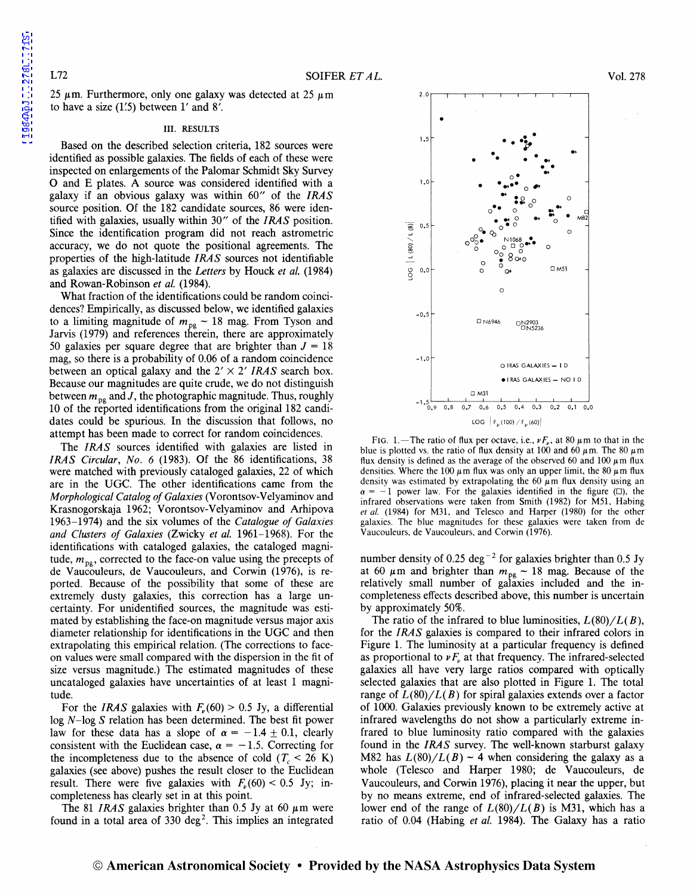25 μm. Furthermore, only one galaxy was detected at 25 μm to have a size (1′.5) between 1′ and 8′.

### III. RESULTS

Based on the described selection criteria, 182 sources were identified as possible galaxies. The fields of each of these were inspected on enlargements of the Palomar Schmidt Sky Survey O and E plates. A source was considered identified with a galaxy if an obvious galaxy was within 60″ of the *IRAS* source position. Of the 182 candidate sources, 86 were identified with galaxies, usually within 30″ of the *IRAS* position. Since the identification program did not reach astrometric accuracy, we do not quote the positional agreements. The properties of the high-latitude *IRAS* sources not identifiable as galaxies are discussed in the *Letters* by Houck *et al.* (1984) and Rowan-Robinson *et al.* (1984).

What fraction of the identifications could be random coincidences? Empirically, as discussed below, we identified galaxies to a limiting magnitude of $m_{pg} \sim 18$ mag. From Tyson and Jarvis (1979) and references therein, there are approximately 50 galaxies per square degree that are brighter than $J = 18$ mag, so there is a probability of 0.06 of a random coincidence between an optical galaxy and the $2' \times 2'$ *IRAS* search box. Because our magnitudes are quite crude, we do not distinguish between $m_{pg}$ and $J$, the photographic magnitude. Thus, roughly 10 of the reported identifications from the original 182 candidates could be spurious. In the discussion that follows, no attempt has been made to correct for random coincidences.

The *IRAS* sources identified with galaxies are listed in *IRAS Circular, No. 6* (1983). Of the 86 identifications, 38 were matched with previously cataloged galaxies, 22 of which are in the UGC. The other identifications came from the *Morphological Catalog of Galaxies* (Vorontsov-Velyaminov and Krasnogorskaja 1962; Vorontsov-Velyaminov and Arhipova 1963–1974) and the six volumes of the *Catalogue of Galaxies and Clusters of Galaxies* (Zwicky *et al.* 1961–1968). For the identifications with cataloged galaxies, the cataloged magnitude, $m_{pg}$, corrected to the face-on value using the precepts of de Vaucouleurs, de Vaucouleurs, and Corwin (1976), is reported. Because of the possibility that some of these are extremely dusty galaxies, this correction has a large uncertainty. For unidentified sources, the magnitude was estimated by establishing the face-on magnitude versus major axis diameter relationship for identifications in the UGC and then extrapolating this empirical relation. (The corrections to face-on values were small compared with the dispersion in the fit of size versus magnitude.) The estimated magnitudes of these uncataloged galaxies have uncertainties of at least 1 magnitude.

For the *IRAS* galaxies with $F_\nu(60) > 0.5$ Jy, a differential log $N$–log $S$ relation has been determined. The best fit power law for these data has a slope of $\alpha = -1.4 \pm 0.1$, clearly consistent with the Euclidean case, $\alpha = -1.5$. Correcting for the incompleteness due to the absence of cold ($T_c < 26$ K) galaxies (see above) pushes the result closer to the Euclidean result. There were five galaxies with $F_\nu(60) < 0.5$ Jy; incompleteness has clearly set in at this point.

The 81 *IRAS* galaxies brighter than 0.5 Jy at 60 μm were found in a total area of 330 deg². This implies an integrated number density of 0.25 deg$^{-2}$ for galaxies brighter than 0.5 Jy at 60 μm and brighter than $m_{pg} \sim 18$ mag. Because of the relatively small number of galaxies included and the incompleteness effects described above, this number is uncertain by approximately 50%.

FIG. 1.—The ratio of flux per octave, i.e., $\nu F_\nu$, at 80 μm to that in the blue is plotted vs. the ratio of flux density at 100 and 60 μm. The 80 μm flux density is defined as the average of the observed 60 and 100 μm flux densities. Where the 100 μm flux was only an upper limit, the 80 μm flux density was estimated by extrapolating the 60 μm flux density using an $\alpha = -1$ power law. For the galaxies identified in the figure (□), the infrared observations were taken from Smith (1982) for M51, Habing *et al.* (1984) for M31, and Telesco and Harper (1980) for the other galaxies. The blue magnitudes for these galaxies were taken from de Vaucouleurs, de Vaucouleurs, and Corwin (1976).

The ratio of the infrared to blue luminosities, $L(80)/L(B)$, for the *IRAS* galaxies is compared to their infrared colors in Figure 1. The luminosity at a particular frequency is defined as proportional to $\nu F_\nu$ at that frequency. The infrared-selected galaxies all have very large ratios compared with optically selected galaxies that are also plotted in Figure 1. The total range of $L(80)/L(B)$ for spiral galaxies extends over a factor of 1000. Galaxies previously known to be extremely active at infrared wavelengths do not show a particularly extreme infrared to blue luminosity ratio compared with the galaxies found in the *IRAS* survey. The well-known starburst galaxy M82 has $L(80)/L(B) \sim 4$ when considering the galaxy as a whole (Telesco and Harper 1980; de Vaucouleurs, de Vaucouleurs, and Corwin 1976), placing it near the upper, but by no means extreme, end of infrared-selected galaxies. The lower end of the range of $L(80)/L(B)$ is M31, which has a ratio of 0.04 (Habing *et al.* 1984). The Galaxy has a ratio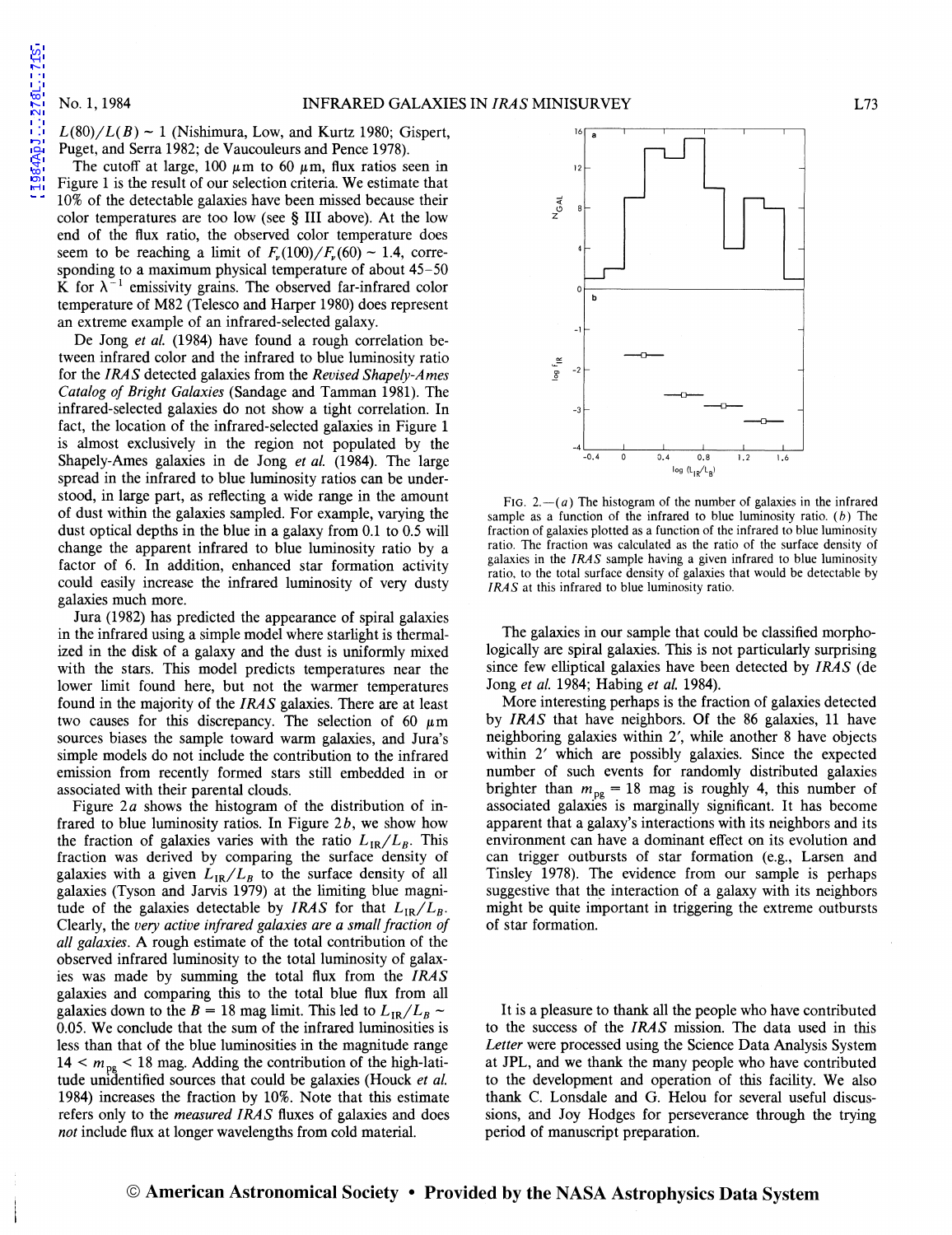$L(80)/L(B) \sim 1$ (Nishimura, Low, and Kurtz 1980; Gispert, Puget, and Serra 1982; de Vaucouleurs and Pence 1978).

The cutoff at large, 100 $\mu$m to 60 $\mu$m, flux ratios seen in Figure 1 is the result of our selection criteria. We estimate that 10% of the detectable galaxies have been missed because their color temperatures are too low (see § III above). At the low end of the flux ratio, the observed color temperature does seem to be reaching a limit of $F_\nu(100)/F_\nu(60) \sim 1.4$, corresponding to a maximum physical temperature of about 45–50 K for $\lambda^{-1}$ emissivity grains. The observed far-infrared color temperature of M82 (Telesco and Harper 1980) does represent an extreme example of an infrared-selected galaxy.

De Jong *et al.* (1984) have found a rough correlation between infrared color and the infrared to blue luminosity ratio for the *IRAS* detected galaxies from the *Revised Shapely-Ames Catalog of Bright Galaxies* (Sandage and Tamman 1981). The infrared-selected galaxies do not show a tight correlation. In fact, the location of the infrared-selected galaxies in Figure 1 is almost exclusively in the region not populated by the Shapely-Ames galaxies in de Jong *et al.* (1984). The large spread in the infrared to blue luminosity ratios can be understood, in large part, as reflecting a wide range in the amount of dust within the galaxies sampled. For example, varying the dust optical depths in the blue in a galaxy from 0.1 to 0.5 will change the apparent infrared to blue luminosity ratio by a factor of 6. In addition, enhanced star formation activity could easily increase the infrared luminosity of very dusty galaxies much more.

Jura (1982) has predicted the appearance of spiral galaxies in the infrared using a simple model where starlight is thermalized in the disk of a galaxy and the dust is uniformly mixed with the stars. This model predicts temperatures near the lower limit found here, but not the warmer temperatures found in the majority of the *IRAS* galaxies. There are at least two causes for this discrepancy. The selection of 60 $\mu$m sources biases the sample toward warm galaxies, and Jura's simple models do not include the contribution to the infrared emission from recently formed stars still embedded in or associated with their parental clouds.

Figure 2*a* shows the histogram of the distribution of infrared to blue luminosity ratios. In Figure 2*b*, we show how the fraction of galaxies varies with the ratio $L_{IR}/L_B$. This fraction was derived by comparing the surface density of galaxies with a given $L_{IR}/L_B$ to the surface density of all galaxies (Tyson and Jarvis 1979) at the limiting blue magnitude of the galaxies detectable by *IRAS* for that $L_{IR}/L_B$. Clearly, the *very active infrared galaxies are a small fraction of all galaxies*. A rough estimate of the total contribution of the observed infrared luminosity to the total luminosity of galaxies was made by summing the total flux from the *IRAS* galaxies and comparing this to the total blue flux from all galaxies down to the $B = 18$ mag limit. This led to $L_{IR}/L_B \sim 0.05$. We conclude that the sum of the infrared luminosities is less than that of the blue luminosities in the magnitude range $14 < m_{pg} < 18$ mag. Adding the contribution of the high-latitude unidentified sources that could be galaxies (Houck *et al.* 1984) increases the fraction by 10%. Note that this estimate refers only to the *measured IRAS* fluxes of galaxies and does *not* include flux at longer wavelengths from cold material.

FIG. 2.—(*a*) The histogram of the number of galaxies in the infrared sample as a function of the infrared to blue luminosity ratio. (*b*) The fraction of galaxies plotted as a function of the infrared to blue luminosity ratio. The fraction was calculated as the ratio of the surface density of galaxies in the *IRAS* sample having a given infrared to blue luminosity ratio, to the total surface density of galaxies that would be detectable by *IRAS* at this infrared to blue luminosity ratio.

The galaxies in our sample that could be classified morphologically are spiral galaxies. This is not particularly surprising since few elliptical galaxies have been detected by *IRAS* (de Jong *et al.* 1984; Habing *et al.* 1984).

More interesting perhaps is the fraction of galaxies detected by *IRAS* that have neighbors. Of the 86 galaxies, 11 have neighboring galaxies within 2′, while another 8 have objects within 2′ which are possibly galaxies. Since the expected number of such events for randomly distributed galaxies brighter than $m_{pg} = 18$ mag is roughly 4, this number of associated galaxies is marginally significant. It has become apparent that a galaxy's interactions with its neighbors and its environment can have a dominant effect on its evolution and can trigger outbursts of star formation (e.g., Larsen and Tinsley 1978). The evidence from our sample is perhaps suggestive that the interaction of a galaxy with its neighbors might be quite important in triggering the extreme outbursts of star formation.

It is a pleasure to thank all the people who have contributed to the success of the *IRAS* mission. The data used in this *Letter* were processed using the Science Data Analysis System at JPL, and we thank the many people who have contributed to the development and operation of this facility. We also thank C. Lonsdale and G. Helou for several useful discussions, and Joy Hodges for perseverance through the trying period of manuscript preparation.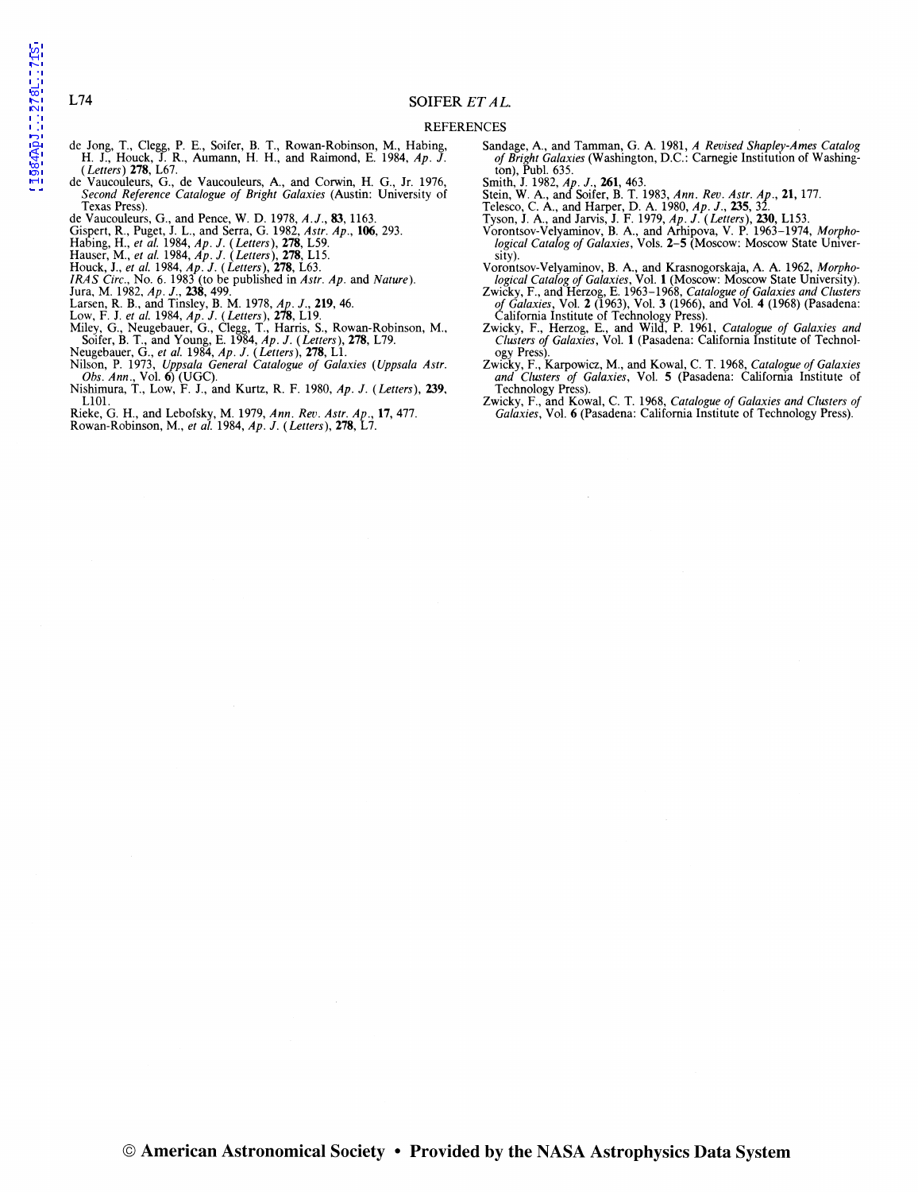## REFERENCES

de Jong, T., Clegg, P. E., Soifer, B. T., Rowan-Robinson, M., Habing, H. J., Houck, J. R., Aumann, H. H., and Raimond, E. 1984, *Ap. J. (Letters)* **278**, L67.

de Vaucouleurs, G., de Vaucouleurs, A., and Corwin, H. G., Jr. 1976, *Second Reference Catalogue of Bright Galaxies* (Austin: University of Texas Press).

de Vaucouleurs, G., and Pence, W. D. 1978, *A.J.*, **83**, 1163.

Gispert, R., Puget, J. L., and Serra, G. 1982, *Astr. Ap.*, **106**, 293.

Habing, H., *et al.* 1984, *Ap. J. (Letters)*, **278**, L59.

Hauser, M., *et al.* 1984, *Ap. J. (Letters)*, **278**, L15.

Houck, J., *et al.* 1984, *Ap. J. (Letters)*, **278**, L63.

*IRAS Circ.*, No. 6. 1983 (to be published in *Astr. Ap.* and *Nature*).

Jura, M. 1982, *Ap. J.*, **238**, 499.

Larsen, R. B., and Tinsley, B. M. 1978, *Ap. J.*, **219**, 46.

Low, F. J. *et al.* 1984, *Ap. J. (Letters)*, **278**, L19.

Miley, G., Neugebauer, G., Clegg, T., Harris, S., Rowan-Robinson, M., Soifer, B. T., and Young, E. 1984, *Ap. J. (Letters)*, **278**, L79.

Neugebauer, G., *et al.* 1984, *Ap. J. (Letters)*, **278**, L1.

Nilson, P. 1973, *Uppsala General Catalogue of Galaxies* (*Uppsala Astr. Obs. Ann.*, Vol. **6**) (UGC).

Nishimura, T., Low, F. J., and Kurtz, R. F. 1980, *Ap. J. (Letters)*, **239**, L101.

Rieke, G. H., and Lebofsky, M. 1979, *Ann. Rev. Astr. Ap.*, **17**, 477.

Rowan-Robinson, M., *et al.* 1984, *Ap. J. (Letters)*, **278**, L7.

Sandage, A., and Tamman, G. A. 1981, *A Revised Shapley-Ames Catalog of Bright Galaxies* (Washington, D.C.: Carnegie Institution of Washington), Publ. 635.

Smith, J. 1982, *Ap. J.*, **261**, 463.

Stein, W. A., and Soifer, B. T. 1983, *Ann. Rev. Astr. Ap.*, **21**, 177.

Telesco, C. A., and Harper, D. A. 1980, *Ap. J.*, **235**, 32.

Tyson, J. A., and Jarvis, J. F. 1979, *Ap. J. (Letters)*, **230**, L153.

Vorontsov-Velyaminov, B. A., and Arhipova, V. P. 1963–1974, *Morphological Catalog of Galaxies*, Vols. **2–5** (Moscow: Moscow State University).

Vorontsov-Velyaminov, B. A., and Krasnogorskaja, A. A. 1962, *Morphological Catalog of Galaxies*, Vol. **1** (Moscow: Moscow State University).

Zwicky, F., and Herzog, E. 1963–1968, *Catalogue of Galaxies and Clusters of Galaxies*, Vol. **2** (1963), Vol. **3** (1966), and Vol. **4** (1968) (Pasadena: California Institute of Technology Press).

Zwicky, F., Herzog, E., and Wild, P. 1961, *Catalogue of Galaxies and Clusters of Galaxies*, Vol. **1** (Pasadena: California Institute of Technology Press).

Zwicky, F., Karpowicz, M., and Kowal, C. T. 1968, *Catalogue of Galaxies and Clusters of Galaxies*, Vol. **5** (Pasadena: California Institute of Technology Press).

Zwicky, F., and Kowal, C. T. 1968, *Catalogue of Galaxies and Clusters of Galaxies*, Vol. **6** (Pasadena: California Institute of Technology Press).